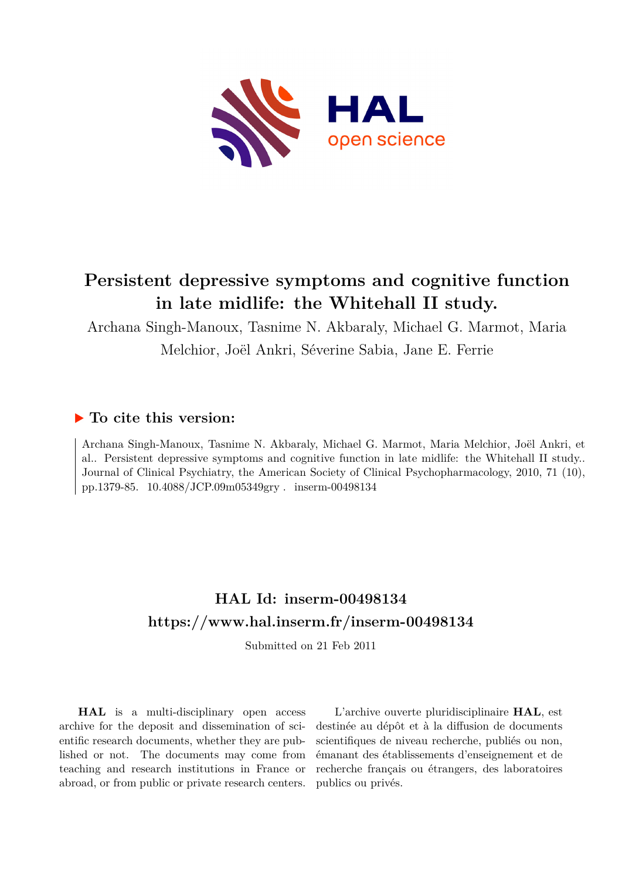# Persistent depressive symptoms and cognitive function in late midlife: the Whitehall II study.

Archana Singh-Manoux, Tasnime N. Akbaraly, Michael G. Marmot, Maria Melchior, Joël Ankri, Séverine Sabia, Jane E. Ferrie

## ▶ To cite this version:

Archana Singh-Manoux, Tasnime N. Akbaraly, Michael G. Marmot, Maria Melchior, Joël Ankri, et al.. Persistent depressive symptoms and cognitive function in late midlife: the Whitehall II study.. Journal of Clinical Psychiatry, the American Society of Clinical Psychopharmacology, 2010, 71 (10), pp.1379-85. 10.4088/JCP.09m05349gry . inserm-00498134

## HAL Id: inserm-00498134
## https://www.hal.inserm.fr/inserm-00498134

Submitted on 21 Feb 2011

**HAL** is a multi-disciplinary open access archive for the deposit and dissemination of scientific research documents, whether they are published or not. The documents may come from teaching and research institutions in France or abroad, or from public or private research centers.

L'archive ouverte pluridisciplinaire **HAL**, est destinée au dépôt et à la diffusion de documents scientifiques de niveau recherche, publiés ou non, émanant des établissements d'enseignement et de recherche français ou étrangers, des laboratoires publics ou privés.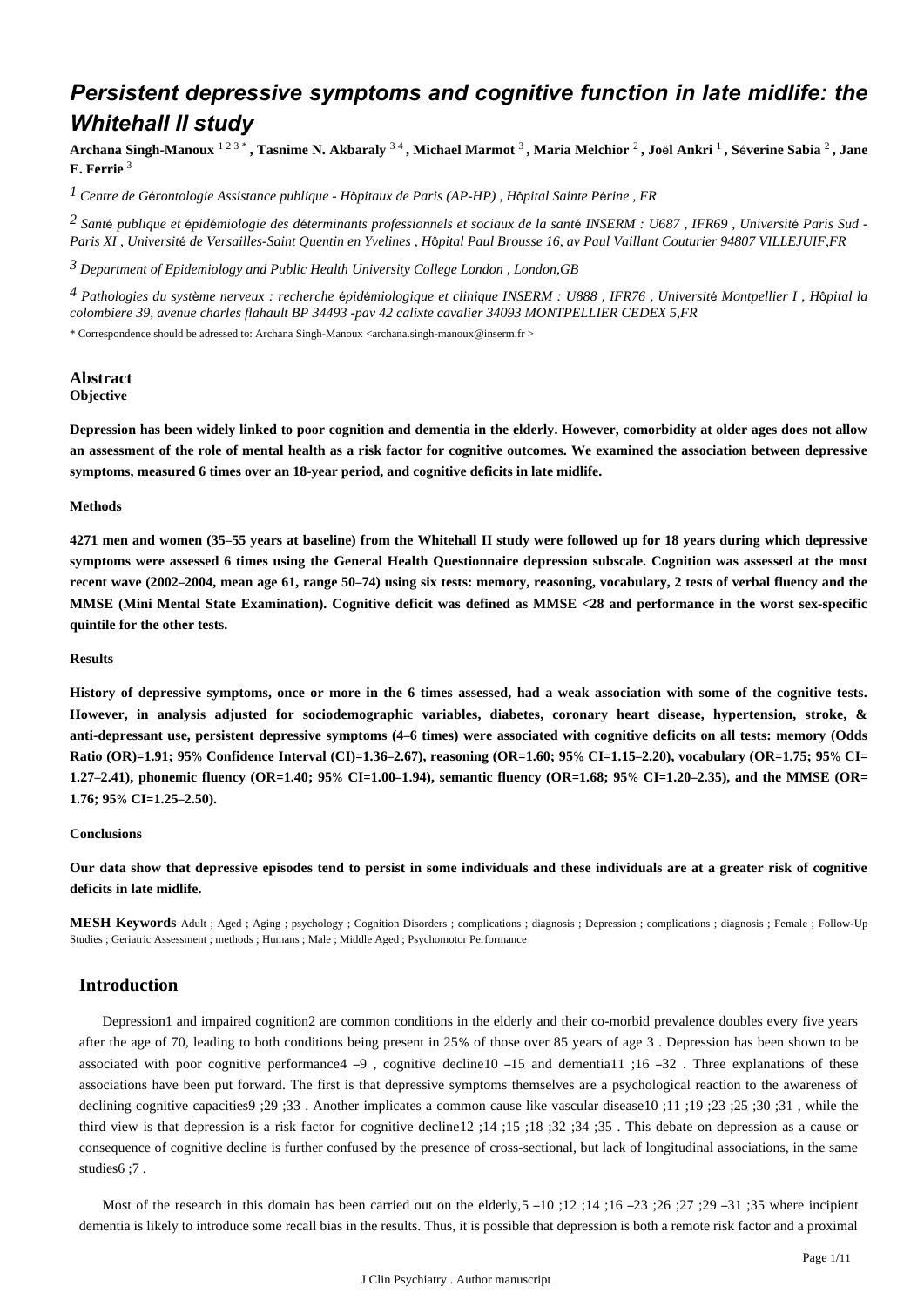# Persistent depressive symptoms and cognitive function in late midlife: the Whitehall II study

**Archana Singh-Manoux** [1,2,3,*] **, Tasnime N. Akbaraly** [3,4] **, Michael Marmot** [3] **, Maria Melchior** [2] **, Joël Ankri** [1] **, Séverine Sabia** [2] **, Jane E. Ferrie** [3]

*[1] Centre de Gérontologie Assistance publique - Hôpitaux de Paris (AP-HP) , Hôpital Sainte Périne , FR*

*[2] Santé publique et épidémiologie des déterminants professionnels et sociaux de la santé INSERM : U687 , IFR69 , Université Paris Sud - Paris XI , Université de Versailles-Saint Quentin en Yvelines , Hôpital Paul Brousse 16, av Paul Vaillant Couturier 94807 VILLEJUIF,FR*

*[3] Department of Epidemiology and Public Health University College London , London,GB*

*[4] Pathologies du système nerveux : recherche épidémiologique et clinique INSERM : U888 , IFR76 , Université Montpellier I , Hôpital la colombiere 39, avenue charles flahault BP 34493 -pav 42 calixte cavalier 34093 MONTPELLIER CEDEX 5,FR*

\* Correspondence should be adressed to: Archana Singh-Manoux <archana.singh-manoux@inserm.fr >

## Abstract

**Objective**

**Depression has been widely linked to poor cognition and dementia in the elderly. However, comorbidity at older ages does not allow an assessment of the role of mental health as a risk factor for cognitive outcomes. We examined the association between depressive symptoms, measured 6 times over an 18-year period, and cognitive deficits in late midlife.**

**Methods**

**4271 men and women (35–55 years at baseline) from the Whitehall II study were followed up for 18 years during which depressive symptoms were assessed 6 times using the General Health Questionnaire depression subscale. Cognition was assessed at the most recent wave (2002–2004, mean age 61, range 50–74) using six tests: memory, reasoning, vocabulary, 2 tests of verbal fluency and the MMSE (Mini Mental State Examination). Cognitive deficit was defined as MMSE <28 and performance in the worst sex-specific quintile for the other tests.**

**Results**

**History of depressive symptoms, once or more in the 6 times assessed, had a weak association with some of the cognitive tests. However, in analysis adjusted for sociodemographic variables, diabetes, coronary heart disease, hypertension, stroke, & anti-depressant use, persistent depressive symptoms (4–6 times) were associated with cognitive deficits on all tests: memory (Odds Ratio (OR)=1.91; 95% Confidence Interval (CI)=1.36–2.67), reasoning (OR=1.60; 95% CI=1.15–2.20), vocabulary (OR=1.75; 95% CI= 1.27–2.41), phonemic fluency (OR=1.40; 95% CI=1.00–1.94), semantic fluency (OR=1.68; 95% CI=1.20–2.35), and the MMSE (OR= 1.76; 95% CI=1.25–2.50).**

**Conclusions**

**Our data show that depressive episodes tend to persist in some individuals and these individuals are at a greater risk of cognitive deficits in late midlife.**

**MESH Keywords** Adult ; Aged ; Aging ; psychology ; Cognition Disorders ; complications ; diagnosis ; Depression ; complications ; diagnosis ; Female ; Follow-Up Studies ; Geriatric Assessment ; methods ; Humans ; Male ; Middle Aged ; Psychomotor Performance

## Introduction

Depression[1] and impaired cognition[2] are common conditions in the elderly and their co-morbid prevalence doubles every five years after the age of 70, leading to both conditions being present in 25% of those over 85 years of age [3]. Depression has been shown to be associated with poor cognitive performance[4–9], cognitive decline[10–15] and dementia[11;16–32]. Three explanations of these associations have been put forward. The first is that depressive symptoms themselves are a psychological reaction to the awareness of declining cognitive capacities[9;29;33]. Another implicates a common cause like vascular disease[10;11;19;23;25;30;31], while the third view is that depression is a risk factor for cognitive decline[12;14;15;18;32;34;35]. This debate on depression as a cause or consequence of cognitive decline is further confused by the presence of cross-sectional, but lack of longitudinal associations, in the same studies[6;7].

Most of the research in this domain has been carried out on the elderly,[5–10;12;14;16–23;26;27;29–31;35] where incipient dementia is likely to introduce some recall bias in the results. Thus, it is possible that depression is both a remote risk factor and a proximal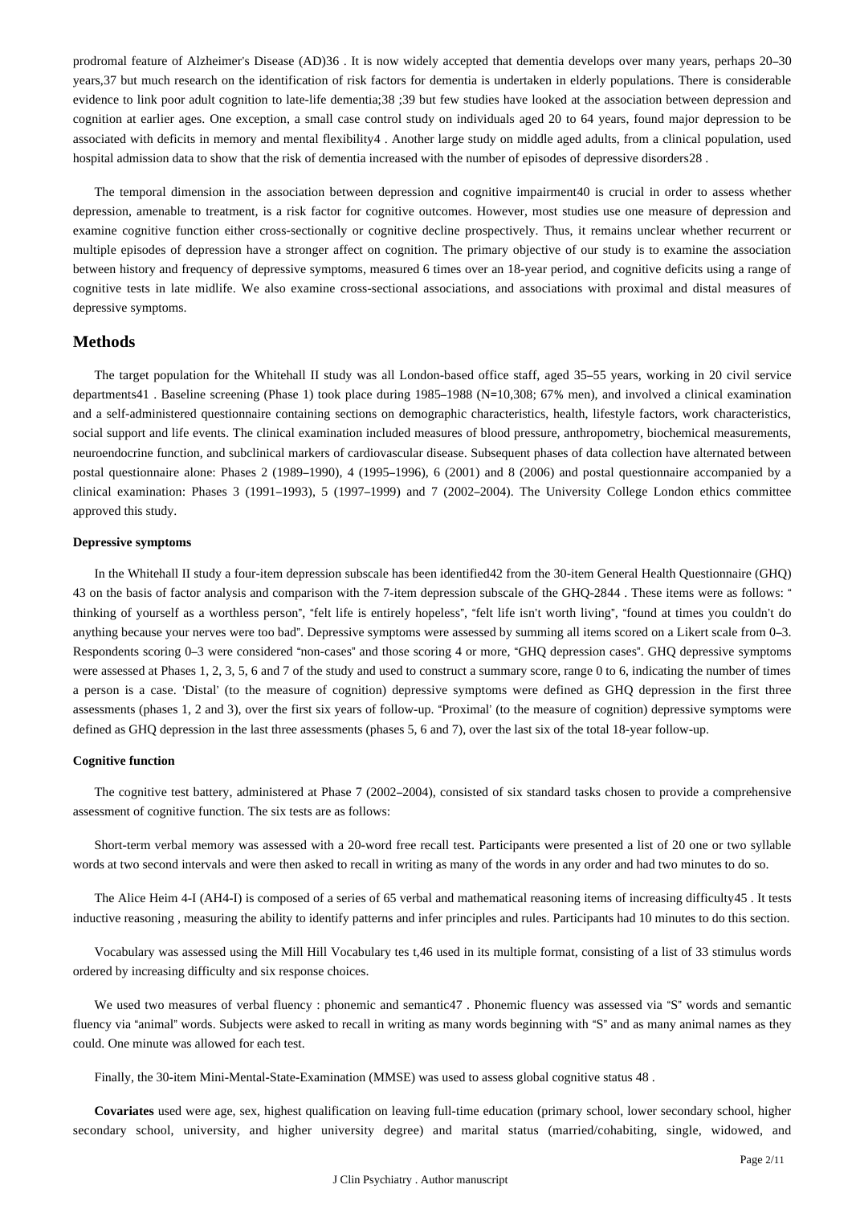prodromal feature of Alzheimer's Disease (AD)[36]. It is now widely accepted that dementia develops over many years, perhaps 20–30 years,[37] but much research on the identification of risk factors for dementia is undertaken in elderly populations. There is considerable evidence to link poor adult cognition to late-life dementia;[38;39] but few studies have looked at the association between depression and cognition at earlier ages. One exception, a small case control study on individuals aged 20 to 64 years, found major depression to be associated with deficits in memory and mental flexibility[4]. Another large study on middle aged adults, from a clinical population, used hospital admission data to show that the risk of dementia increased with the number of episodes of depressive disorders[28].

The temporal dimension in the association between depression and cognitive impairment[40] is crucial in order to assess whether depression, amenable to treatment, is a risk factor for cognitive outcomes. However, most studies use one measure of depression and examine cognitive function either cross-sectionally or cognitive decline prospectively. Thus, it remains unclear whether recurrent or multiple episodes of depression have a stronger affect on cognition. The primary objective of our study is to examine the association between history and frequency of depressive symptoms, measured 6 times over an 18-year period, and cognitive deficits using a range of cognitive tests in late midlife. We also examine cross-sectional associations, and associations with proximal and distal measures of depressive symptoms.

## Methods

The target population for the Whitehall II study was all London-based office staff, aged 35–55 years, working in 20 civil service departments[41]. Baseline screening (Phase 1) took place during 1985–1988 (N=10,308; 67% men), and involved a clinical examination and a self-administered questionnaire containing sections on demographic characteristics, health, lifestyle factors, work characteristics, social support and life events. The clinical examination included measures of blood pressure, anthropometry, biochemical measurements, neuroendocrine function, and subclinical markers of cardiovascular disease. Subsequent phases of data collection have alternated between postal questionnaire alone: Phases 2 (1989–1990), 4 (1995–1996), 6 (2001) and 8 (2006) and postal questionnaire accompanied by a clinical examination: Phases 3 (1991–1993), 5 (1997–1999) and 7 (2002–2004). The University College London ethics committee approved this study.

#### Depressive symptoms

In the Whitehall II study a four-item depression subscale has been identified[42] from the 30-item General Health Questionnaire (GHQ)[43] on the basis of factor analysis and comparison with the 7-item depression subscale of the GHQ-28[44]. These items were as follows: " thinking of yourself as a worthless person", "felt life is entirely hopeless", "felt life isn't worth living", "found at times you couldn't do anything because your nerves were too bad". Depressive symptoms were assessed by summing all items scored on a Likert scale from 0–3. Respondents scoring 0–3 were considered "non-cases" and those scoring 4 or more, "GHQ depression cases". GHQ depressive symptoms were assessed at Phases 1, 2, 3, 5, 6 and 7 of the study and used to construct a summary score, range 0 to 6, indicating the number of times a person is a case. 'Distal' (to the measure of cognition) depressive symptoms were defined as GHQ depression in the first three assessments (phases 1, 2 and 3), over the first six years of follow-up. "Proximal' (to the measure of cognition) depressive symptoms were defined as GHQ depression in the last three assessments (phases 5, 6 and 7), over the last six of the total 18-year follow-up.

#### Cognitive function

The cognitive test battery, administered at Phase 7 (2002–2004), consisted of six standard tasks chosen to provide a comprehensive assessment of cognitive function. The six tests are as follows:

Short-term verbal memory was assessed with a 20-word free recall test. Participants were presented a list of 20 one or two syllable words at two second intervals and were then asked to recall in writing as many of the words in any order and had two minutes to do so.

The Alice Heim 4-I (AH4-I) is composed of a series of 65 verbal and mathematical reasoning items of increasing difficulty[45]. It tests inductive reasoning , measuring the ability to identify patterns and infer principles and rules. Participants had 10 minutes to do this section.

Vocabulary was assessed using the Mill Hill Vocabulary tes t,[46] used in its multiple format, consisting of a list of 33 stimulus words ordered by increasing difficulty and six response choices.

We used two measures of verbal fluency : phonemic and semantic[47]. Phonemic fluency was assessed via "S" words and semantic fluency via "animal" words. Subjects were asked to recall in writing as many words beginning with "S" and as many animal names as they could. One minute was allowed for each test.

Finally, the 30-item Mini-Mental-State-Examination (MMSE) was used to assess global cognitive status [48].

**Covariates** used were age, sex, highest qualification on leaving full-time education (primary school, lower secondary school, higher secondary school, university, and higher university degree) and marital status (married/cohabiting, single, widowed, and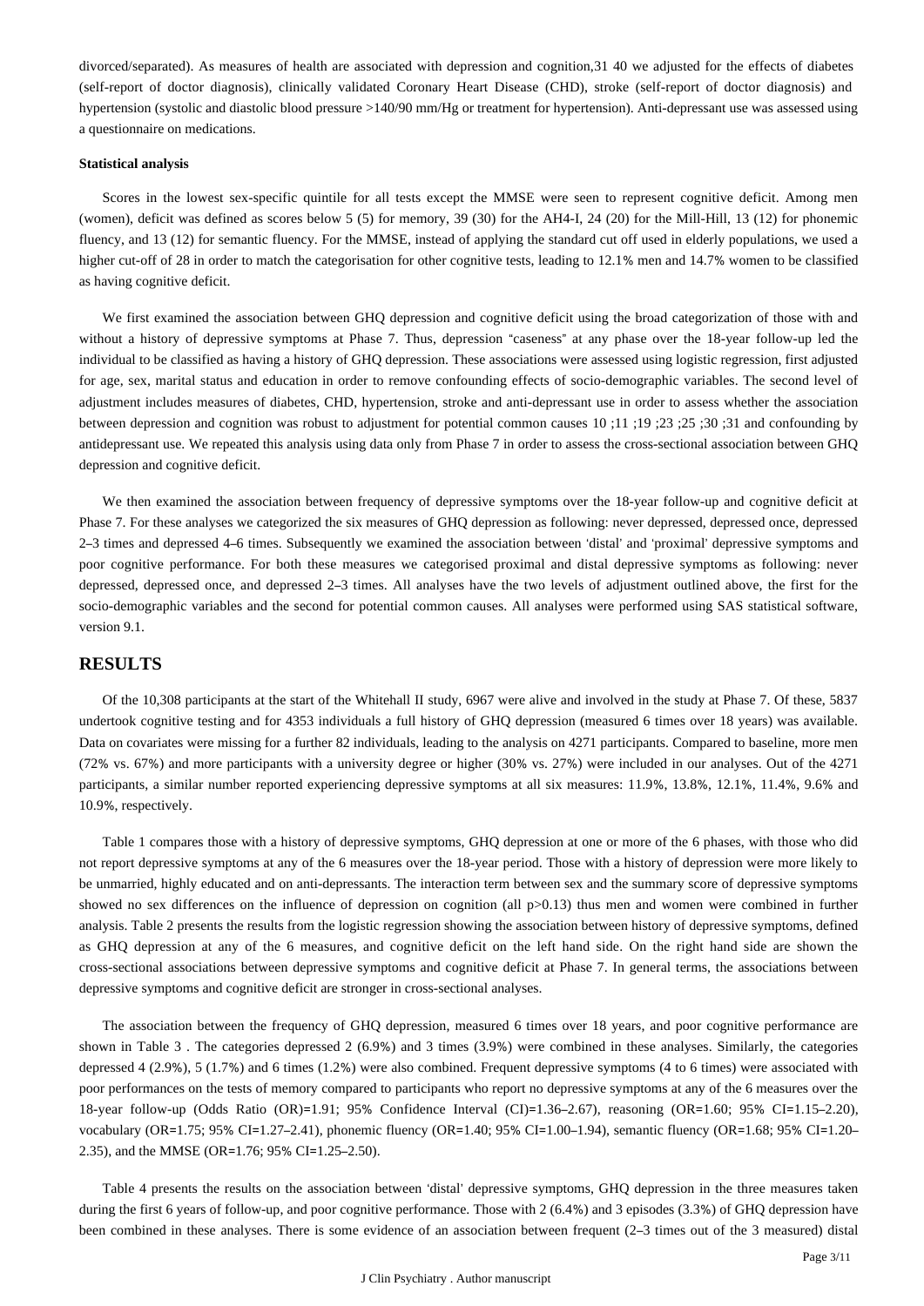divorced/separated). As measures of health are associated with depression and cognition,31 40 we adjusted for the effects of diabetes (self-report of doctor diagnosis), clinically validated Coronary Heart Disease (CHD), stroke (self-report of doctor diagnosis) and hypertension (systolic and diastolic blood pressure >140/90 mm/Hg or treatment for hypertension). Anti-depressant use was assessed using a questionnaire on medications.

### Statistical analysis

Scores in the lowest sex-specific quintile for all tests except the MMSE were seen to represent cognitive deficit. Among men (women), deficit was defined as scores below 5 (5) for memory, 39 (30) for the AH4-I, 24 (20) for the Mill-Hill, 13 (12) for phonemic fluency, and 13 (12) for semantic fluency. For the MMSE, instead of applying the standard cut off used in elderly populations, we used a higher cut-off of 28 in order to match the categorisation for other cognitive tests, leading to 12.1% men and 14.7% women to be classified as having cognitive deficit.

We first examined the association between GHQ depression and cognitive deficit using the broad categorization of those with and without a history of depressive symptoms at Phase 7. Thus, depression "caseness" at any phase over the 18-year follow-up led the individual to be classified as having a history of GHQ depression. These associations were assessed using logistic regression, first adjusted for age, sex, marital status and education in order to remove confounding effects of socio-demographic variables. The second level of adjustment includes measures of diabetes, CHD, hypertension, stroke and anti-depressant use in order to assess whether the association between depression and cognition was robust to adjustment for potential common causes 10 ;11 ;19 ;23 ;25 ;30 ;31 and confounding by antidepressant use. We repeated this analysis using data only from Phase 7 in order to assess the cross-sectional association between GHQ depression and cognitive deficit.

We then examined the association between frequency of depressive symptoms over the 18-year follow-up and cognitive deficit at Phase 7. For these analyses we categorized the six measures of GHQ depression as following: never depressed, depressed once, depressed 2–3 times and depressed 4–6 times. Subsequently we examined the association between 'distal' and 'proximal' depressive symptoms and poor cognitive performance. For both these measures we categorised proximal and distal depressive symptoms as following: never depressed, depressed once, and depressed 2–3 times. All analyses have the two levels of adjustment outlined above, the first for the socio-demographic variables and the second for potential common causes. All analyses were performed using SAS statistical software, version 9.1.

## RESULTS

Of the 10,308 participants at the start of the Whitehall II study, 6967 were alive and involved in the study at Phase 7. Of these, 5837 undertook cognitive testing and for 4353 individuals a full history of GHQ depression (measured 6 times over 18 years) was available. Data on covariates were missing for a further 82 individuals, leading to the analysis on 4271 participants. Compared to baseline, more men (72% vs. 67%) and more participants with a university degree or higher (30% vs. 27%) were included in our analyses. Out of the 4271 participants, a similar number reported experiencing depressive symptoms at all six measures: 11.9%, 13.8%, 12.1%, 11.4%, 9.6% and 10.9%, respectively.

Table 1 compares those with a history of depressive symptoms, GHQ depression at one or more of the 6 phases, with those who did not report depressive symptoms at any of the 6 measures over the 18-year period. Those with a history of depression were more likely to be unmarried, highly educated and on anti-depressants. The interaction term between sex and the summary score of depressive symptoms showed no sex differences on the influence of depression on cognition (all $p>0.13$) thus men and women were combined in further analysis. Table 2 presents the results from the logistic regression showing the association between history of depressive symptoms, defined as GHQ depression at any of the 6 measures, and cognitive deficit on the left hand side. On the right hand side are shown the cross-sectional associations between depressive symptoms and cognitive deficit at Phase 7. In general terms, the associations between depressive symptoms and cognitive deficit are stronger in cross-sectional analyses.

The association between the frequency of GHQ depression, measured 6 times over 18 years, and poor cognitive performance are shown in Table 3 . The categories depressed 2 (6.9%) and 3 times (3.9%) were combined in these analyses. Similarly, the categories depressed 4 (2.9%), 5 (1.7%) and 6 times (1.2%) were also combined. Frequent depressive symptoms (4 to 6 times) were associated with poor performances on the tests of memory compared to participants who report no depressive symptoms at any of the 6 measures over the 18-year follow-up (Odds Ratio (OR)=1.91; 95% Confidence Interval (CI)=1.36–2.67), reasoning (OR=1.60; 95% CI=1.15–2.20), vocabulary (OR=1.75; 95% CI=1.27–2.41), phonemic fluency (OR=1.40; 95% CI=1.00–1.94), semantic fluency (OR=1.68; 95% CI=1.20–2.35), and the MMSE (OR=1.76; 95% CI=1.25–2.50).

Table 4 presents the results on the association between 'distal' depressive symptoms, GHQ depression in the three measures taken during the first 6 years of follow-up, and poor cognitive performance. Those with 2 (6.4%) and 3 episodes (3.3%) of GHQ depression have been combined in these analyses. There is some evidence of an association between frequent (2–3 times out of the 3 measured) distal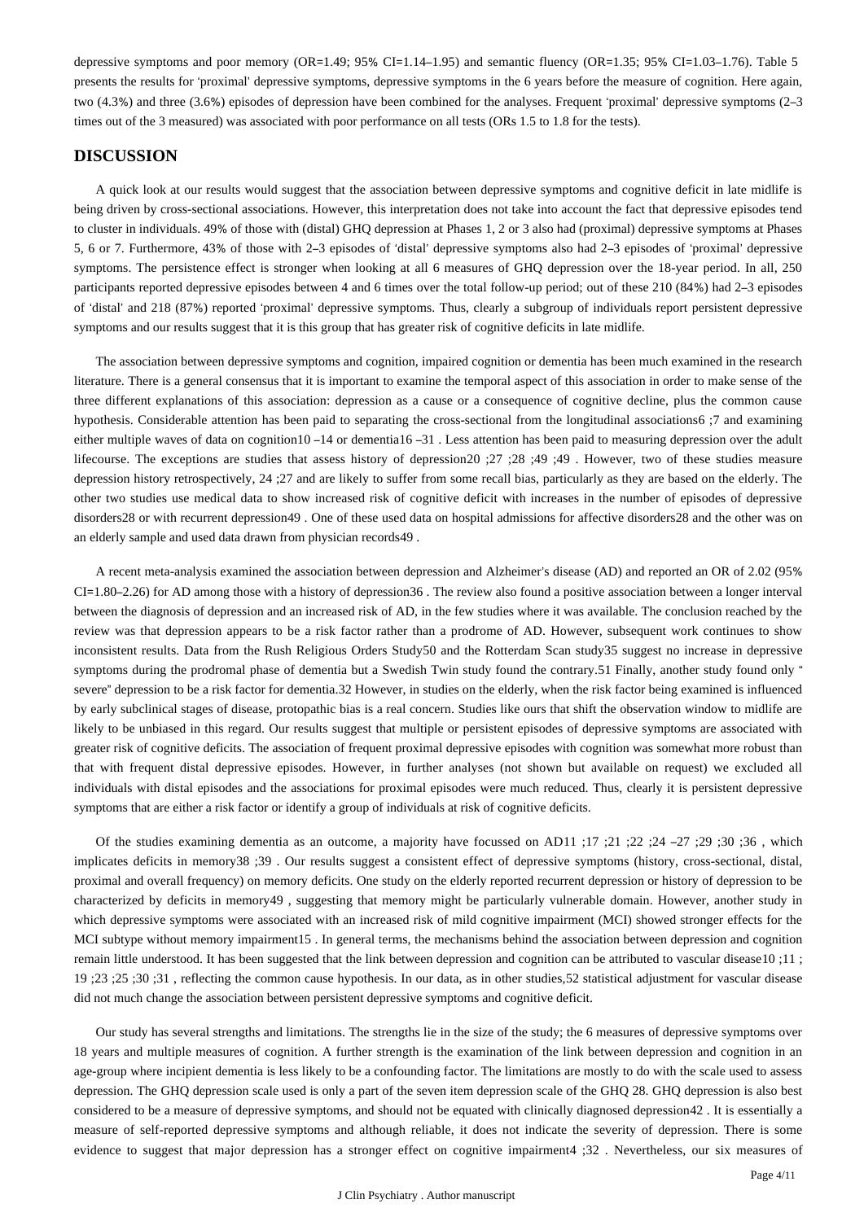depressive symptoms and poor memory (OR=1.49; 95% CI=1.14–1.95) and semantic fluency (OR=1.35; 95% CI=1.03–1.76). Table 5 presents the results for 'proximal' depressive symptoms, depressive symptoms in the 6 years before the measure of cognition. Here again, two (4.3%) and three (3.6%) episodes of depression have been combined for the analyses. Frequent 'proximal' depressive symptoms (2–3 times out of the 3 measured) was associated with poor performance on all tests (ORs 1.5 to 1.8 for the tests).

## DISCUSSION

A quick look at our results would suggest that the association between depressive symptoms and cognitive deficit in late midlife is being driven by cross-sectional associations. However, this interpretation does not take into account the fact that depressive episodes tend to cluster in individuals. 49% of those with (distal) GHQ depression at Phases 1, 2 or 3 also had (proximal) depressive symptoms at Phases 5, 6 or 7. Furthermore, 43% of those with 2–3 episodes of 'distal' depressive symptoms also had 2–3 episodes of 'proximal' depressive symptoms. The persistence effect is stronger when looking at all 6 measures of GHQ depression over the 18-year period. In all, 250 participants reported depressive episodes between 4 and 6 times over the total follow-up period; out of these 210 (84%) had 2–3 episodes of 'distal' and 218 (87%) reported 'proximal' depressive symptoms. Thus, clearly a subgroup of individuals report persistent depressive symptoms and our results suggest that it is this group that has greater risk of cognitive deficits in late midlife.

The association between depressive symptoms and cognition, impaired cognition or dementia has been much examined in the research literature. There is a general consensus that it is important to examine the temporal aspect of this association in order to make sense of the three different explanations of this association: depression as a cause or a consequence of cognitive decline, plus the common cause hypothesis. Considerable attention has been paid to separating the cross-sectional from the longitudinal associations[6 ;7] and examining either multiple waves of data on cognition[10 –14] or dementia[16 –31] . Less attention has been paid to measuring depression over the adult lifecourse. The exceptions are studies that assess history of depression[20 ;27 ;28 ;49 ;49] . However, two of these studies measure depression history retrospectively, [24 ;27] and are likely to suffer from some recall bias, particularly as they are based on the elderly. The other two studies use medical data to show increased risk of cognitive deficit with increases in the number of episodes of depressive disorders[28] or with recurrent depression[49] . One of these used data on hospital admissions for affective disorders[28] and the other was on an elderly sample and used data drawn from physician records[49] .

A recent meta-analysis examined the association between depression and Alzheimer's disease (AD) and reported an OR of 2.02 (95% CI=1.80–2.26) for AD among those with a history of depression[36] . The review also found a positive association between a longer interval between the diagnosis of depression and an increased risk of AD, in the few studies where it was available. The conclusion reached by the review was that depression appears to be a risk factor rather than a prodrome of AD. However, subsequent work continues to show inconsistent results. Data from the Rush Religious Orders Study[50] and the Rotterdam Scan study[35] suggest no increase in depressive symptoms during the prodromal phase of dementia but a Swedish Twin study found the contrary.[51] Finally, another study found only " severe" depression to be a risk factor for dementia.[32] However, in studies on the elderly, when the risk factor being examined is influenced by early subclinical stages of disease, protopathic bias is a real concern. Studies like ours that shift the observation window to midlife are likely to be unbiased in this regard. Our results suggest that multiple or persistent episodes of depressive symptoms are associated with greater risk of cognitive deficits. The association of frequent proximal depressive episodes with cognition was somewhat more robust than that with frequent distal depressive episodes. However, in further analyses (not shown but available on request) we excluded all individuals with distal episodes and the associations for proximal episodes were much reduced. Thus, clearly it is persistent depressive symptoms that are either a risk factor or identify a group of individuals at risk of cognitive deficits.

Of the studies examining dementia as an outcome, a majority have focussed on AD[11 ;17 ;21 ;22 ;24 –27 ;29 ;30 ;36] , which implicates deficits in memory[38 ;39] . Our results suggest a consistent effect of depressive symptoms (history, cross-sectional, distal, proximal and overall frequency) on memory deficits. One study on the elderly reported recurrent depression or history of depression to be characterized by deficits in memory[49] , suggesting that memory might be particularly vulnerable domain. However, another study in which depressive symptoms were associated with an increased risk of mild cognitive impairment (MCI) showed stronger effects for the MCI subtype without memory impairment[15] . In general terms, the mechanisms behind the association between depression and cognition remain little understood. It has been suggested that the link between depression and cognition can be attributed to vascular disease[10 ;11 ; 19 ;23 ;25 ;30 ;31] , reflecting the common cause hypothesis. In our data, as in other studies,[52] statistical adjustment for vascular disease did not much change the association between persistent depressive symptoms and cognitive deficit.

Our study has several strengths and limitations. The strengths lie in the size of the study; the 6 measures of depressive symptoms over 18 years and multiple measures of cognition. A further strength is the examination of the link between depression and cognition in an age-group where incipient dementia is less likely to be a confounding factor. The limitations are mostly to do with the scale used to assess depression. The GHQ depression scale used is only a part of the seven item depression scale of the GHQ 28. GHQ depression is also best considered to be a measure of depressive symptoms, and should not be equated with clinically diagnosed depression[42] . It is essentially a measure of self-reported depressive symptoms and although reliable, it does not indicate the severity of depression. There is some evidence to suggest that major depression has a stronger effect on cognitive impairment[4 ;32] . Nevertheless, our six measures of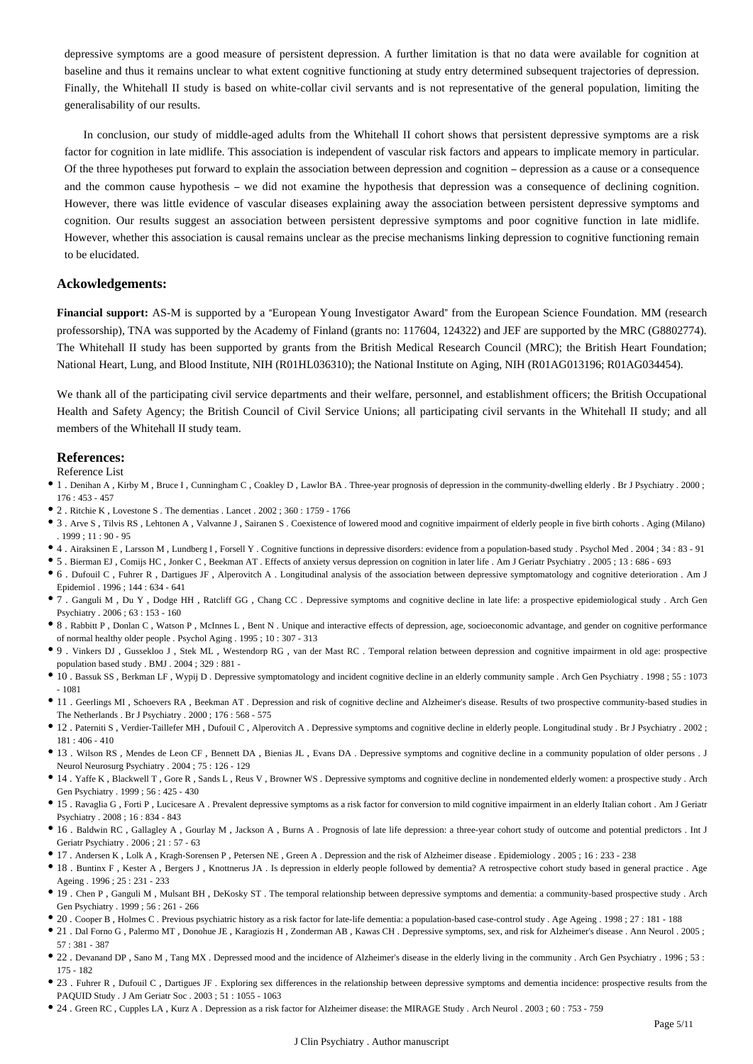depressive symptoms are a good measure of persistent depression. A further limitation is that no data were available for cognition at baseline and thus it remains unclear to what extent cognitive functioning at study entry determined subsequent trajectories of depression. Finally, the Whitehall II study is based on white-collar civil servants and is not representative of the general population, limiting the generalisability of our results.

In conclusion, our study of middle-aged adults from the Whitehall II cohort shows that persistent depressive symptoms are a risk factor for cognition in late midlife. This association is independent of vascular risk factors and appears to implicate memory in particular. Of the three hypotheses put forward to explain the association between depression and cognition – depression as a cause or a consequence and the common cause hypothesis – we did not examine the hypothesis that depression was a consequence of declining cognition. However, there was little evidence of vascular diseases explaining away the association between persistent depressive symptoms and cognition. Our results suggest an association between persistent depressive symptoms and poor cognitive function in late midlife. However, whether this association is causal remains unclear as the precise mechanisms linking depression to cognitive functioning remain to be elucidated.

## Ackowledgements:

**Financial support:** AS-M is supported by a "European Young Investigator Award" from the European Science Foundation. MM (research professorship), TNA was supported by the Academy of Finland (grants no: 117604, 124322) and JEF are supported by the MRC (G8802774). The Whitehall II study has been supported by grants from the British Medical Research Council (MRC); the British Heart Foundation; National Heart, Lung, and Blood Institute, NIH (R01HL036310); the National Institute on Aging, NIH (R01AG013196; R01AG034454).

We thank all of the participating civil service departments and their welfare, personnel, and establishment officers; the British Occupational Health and Safety Agency; the British Council of Civil Service Unions; all participating civil servants in the Whitehall II study; and all members of the Whitehall II study team.

## References:

Reference List

- 1 . Denihan A , Kirby M , Bruce I , Cunningham C , Coakley D , Lawlor BA . Three-year prognosis of depression in the community-dwelling elderly . Br J Psychiatry . 2000 ; 176 : 453 - 457
- 2 . Ritchie K , Lovestone S . The dementias . Lancet . 2002 ; 360 : 1759 - 1766
- 3 . Arve S , Tilvis RS , Lehtonen A , Valvanne J , Sairanen S . Coexistence of lowered mood and cognitive impairment of elderly people in five birth cohorts . Aging (Milano) . 1999 ; 11 : 90 - 95
- 4 . Airaksinen E , Larsson M , Lundberg I , Forsell Y . Cognitive functions in depressive disorders: evidence from a population-based study . Psychol Med . 2004 ; 34 : 83 - 91
- 5 . Bierman EJ , Comijs HC , Jonker C , Beekman AT . Effects of anxiety versus depression on cognition in later life . Am J Geriatr Psychiatry . 2005 ; 13 : 686 - 693
- 6 . Dufouil C , Fuhrer R , Dartigues JF , Alperovitch A . Longitudinal analysis of the association between depressive symptomatology and cognitive deterioration . Am J Epidemiol . 1996 ; 144 : 634 - 641
- 7 . Ganguli M , Du Y , Dodge HH , Ratcliff GG , Chang CC . Depressive symptoms and cognitive decline in late life: a prospective epidemiological study . Arch Gen Psychiatry . 2006 ; 63 : 153 - 160
- 8 . Rabbitt P , Donlan C , Watson P , McInnes L , Bent N . Unique and interactive effects of depression, age, socioeconomic advantage, and gender on cognitive performance of normal healthy older people . Psychol Aging . 1995 ; 10 : 307 - 313
- 9 . Vinkers DJ , Gussekloo J , Stek ML , Westendorp RG , van der Mast RC . Temporal relation between depression and cognitive impairment in old age: prospective population based study . BMJ . 2004 ; 329 : 881 -
- 10 . Bassuk SS , Berkman LF , Wypij D . Depressive symptomatology and incident cognitive decline in an elderly community sample . Arch Gen Psychiatry . 1998 ; 55 : 1073 - 1081
- 11 . Geerlings MI , Schoevers RA , Beekman AT . Depression and risk of cognitive decline and Alzheimer's disease. Results of two prospective community-based studies in The Netherlands . Br J Psychiatry . 2000 ; 176 : 568 - 575
- 12 . Paterniti S , Verdier-Taillefer MH , Dufouil C , Alperovitch A . Depressive symptoms and cognitive decline in elderly people. Longitudinal study . Br J Psychiatry . 2002 ; 181 : 406 - 410
- 13 . Wilson RS , Mendes de Leon CF , Bennett DA , Bienias JL , Evans DA . Depressive symptoms and cognitive decline in a community population of older persons . J Neurol Neurosurg Psychiatry . 2004 ; 75 : 126 - 129
- 14 . Yaffe K , Blackwell T , Gore R , Sands L , Reus V , Browner WS . Depressive symptoms and cognitive decline in nondemented elderly women: a prospective study . Arch Gen Psychiatry . 1999 ; 56 : 425 - 430
- 15 . Ravaglia G , Forti P , Lucicesare A . Prevalent depressive symptoms as a risk factor for conversion to mild cognitive impairment in an elderly Italian cohort . Am J Geriatr Psychiatry . 2008 ; 16 : 834 - 843
- 16 . Baldwin RC , Gallagley A , Gourlay M , Jackson A , Burns A . Prognosis of late life depression: a three-year cohort study of outcome and potential predictors . Int J Geriatr Psychiatry . 2006 ; 21 : 57 - 63
- 17 . Andersen K , Lolk A , Kragh-Sorensen P , Petersen NE , Green A . Depression and the risk of Alzheimer disease . Epidemiology . 2005 ; 16 : 233 - 238
- 18 . Buntinx F , Kester A , Bergers J , Knottnerus JA . Is depression in elderly people followed by dementia? A retrospective cohort study based in general practice . Age Ageing . 1996 ; 25 : 231 - 233
- 19 . Chen P , Ganguli M , Mulsant BH , DeKosky ST . The temporal relationship between depressive symptoms and dementia: a community-based prospective study . Arch Gen Psychiatry . 1999 ; 56 : 261 - 266
- 20 . Cooper B , Holmes C . Previous psychiatric history as a risk factor for late-life dementia: a population-based case-control study . Age Ageing . 1998 ; 27 : 181 - 188
- 21 . Dal Forno G , Palermo MT , Donohue JE , Karagiozis H , Zonderman AB , Kawas CH . Depressive symptoms, sex, and risk for Alzheimer's disease . Ann Neurol . 2005 ; 57 : 381 - 387
- 22 . Devanand DP , Sano M , Tang MX . Depressed mood and the incidence of Alzheimer's disease in the elderly living in the community . Arch Gen Psychiatry . 1996 ; 53 : 175 - 182
- 23 . Fuhrer R , Dufouil C , Dartigues JF . Exploring sex differences in the relationship between depressive symptoms and dementia incidence: prospective results from the PAQUID Study . J Am Geriatr Soc . 2003 ; 51 : 1055 - 1063
- 24 . Green RC , Cupples LA , Kurz A . Depression as a risk factor for Alzheimer disease: the MIRAGE Study . Arch Neurol . 2003 ; 60 : 753 - 759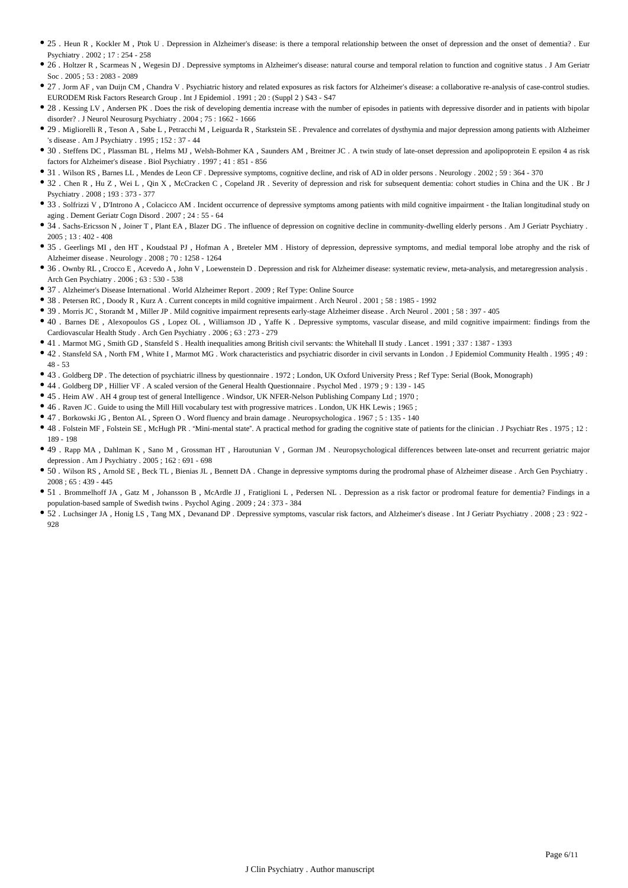- 25 . Heun R , Kockler M , Ptok U . Depression in Alzheimer's disease: is there a temporal relationship between the onset of depression and the onset of dementia? . Eur Psychiatry . 2002 ; 17 : 254 - 258
- 26 . Holtzer R , Scarmeas N , Wegesin DJ . Depressive symptoms in Alzheimer's disease: natural course and temporal relation to function and cognitive status . J Am Geriatr Soc . 2005 ; 53 : 2083 - 2089
- 27 . Jorm AF , van Duijn CM , Chandra V . Psychiatric history and related exposures as risk factors for Alzheimer's disease: a collaborative re-analysis of case-control studies. EURODEM Risk Factors Research Group . Int J Epidemiol . 1991 ; 20 : (Suppl 2 ) S43 - S47
- 28 . Kessing LV , Andersen PK . Does the risk of developing dementia increase with the number of episodes in patients with depressive disorder and in patients with bipolar disorder? . J Neurol Neurosurg Psychiatry . 2004 ; 75 : 1662 - 1666
- 29 . Migliorelli R , Teson A , Sabe L , Petracchi M , Leiguarda R , Starkstein SE . Prevalence and correlates of dysthymia and major depression among patients with Alzheimer 's disease . Am J Psychiatry . 1995 ; 152 : 37 - 44
- 30 . Steffens DC , Plassman BL , Helms MJ , Welsh-Bohmer KA , Saunders AM , Breitner JC . A twin study of late-onset depression and apolipoprotein E epsilon 4 as risk factors for Alzheimer's disease . Biol Psychiatry . 1997 ; 41 : 851 - 856
- 31 . Wilson RS , Barnes LL , Mendes de Leon CF . Depressive symptoms, cognitive decline, and risk of AD in older persons . Neurology . 2002 ; 59 : 364 - 370
- 32 . Chen R , Hu Z , Wei L , Qin X , McCracken C , Copeland JR . Severity of depression and risk for subsequent dementia: cohort studies in China and the UK . Br J Psychiatry . 2008 ; 193 : 373 - 377
- 33 . Solfrizzi V , D'Introno A , Colacicco AM . Incident occurrence of depressive symptoms among patients with mild cognitive impairment - the Italian longitudinal study on aging . Dement Geriatr Cogn Disord . 2007 ; 24 : 55 - 64
- 34 . Sachs-Ericsson N , Joiner T , Plant EA , Blazer DG . The influence of depression on cognitive decline in community-dwelling elderly persons . Am J Geriatr Psychiatry . 2005 ; 13 : 402 - 408
- 35 . Geerlings MI , den HT , Koudstaal PJ , Hofman A , Breteler MM . History of depression, depressive symptoms, and medial temporal lobe atrophy and the risk of Alzheimer disease . Neurology . 2008 ; 70 : 1258 - 1264
- 36 . Ownby RL , Crocco E , Acevedo A , John V , Loewenstein D . Depression and risk for Alzheimer disease: systematic review, meta-analysis, and metaregression analysis . Arch Gen Psychiatry . 2006 ; 63 : 530 - 538
- 37 . Alzheimer's Disease International . World Alzheimer Report . 2009 ; Ref Type: Online Source
- 38 . Petersen RC , Doody R , Kurz A . Current concepts in mild cognitive impairment . Arch Neurol . 2001 ; 58 : 1985 - 1992
- 39 . Morris JC , Storandt M , Miller JP . Mild cognitive impairment represents early-stage Alzheimer disease . Arch Neurol . 2001 ; 58 : 397 - 405
- 40 . Barnes DE , Alexopoulos GS , Lopez OL , Williamson JD , Yaffe K . Depressive symptoms, vascular disease, and mild cognitive impairment: findings from the Cardiovascular Health Study . Arch Gen Psychiatry . 2006 ; 63 : 273 - 279
- 41 . Marmot MG , Smith GD , Stansfeld S . Health inequalities among British civil servants: the Whitehall II study . Lancet . 1991 ; 337 : 1387 - 1393
- 42 . Stansfeld SA , North FM , White I , Marmot MG . Work characteristics and psychiatric disorder in civil servants in London . J Epidemiol Community Health . 1995 ; 49 : 48 - 53
- 43 . Goldberg DP . The detection of psychiatric illness by questionnaire . 1972 ; London, UK Oxford University Press ; Ref Type: Serial (Book, Monograph)
- 44 . Goldberg DP , Hillier VF . A scaled version of the General Health Questionnaire . Psychol Med . 1979 ; 9 : 139 - 145
- 45 . Heim AW . AH 4 group test of general Intelligence . Windsor, UK NFER-Nelson Publishing Company Ltd ; 1970 ;
- 46 . Raven JC . Guide to using the Mill Hill vocabulary test with progressive matrices . London, UK HK Lewis ; 1965 ;
- 47 . Borkowski JG , Benton AL , Spreen O . Word fluency and brain damage . Neuropsychologica . 1967 ; 5 : 135 - 140
- 48 . Folstein MF , Folstein SE , McHugh PR . "Mini-mental state". A practical method for grading the cognitive state of patients for the clinician . J Psychiatr Res . 1975 ; 12 : 189 - 198
- 49 . Rapp MA , Dahlman K , Sano M , Grossman HT , Haroutunian V , Gorman JM . Neuropsychological differences between late-onset and recurrent geriatric major depression . Am J Psychiatry . 2005 ; 162 : 691 - 698
- 50 . Wilson RS , Arnold SE , Beck TL , Bienias JL , Bennett DA . Change in depressive symptoms during the prodromal phase of Alzheimer disease . Arch Gen Psychiatry . 2008 ; 65 : 439 - 445
- 51 . Brommelhoff JA , Gatz M , Johansson B , McArdle JJ , Fratiglioni L , Pedersen NL . Depression as a risk factor or prodromal feature for dementia? Findings in a population-based sample of Swedish twins . Psychol Aging . 2009 ; 24 : 373 - 384
- 52 . Luchsinger JA , Honig LS , Tang MX , Devanand DP . Depressive symptoms, vascular risk factors, and Alzheimer's disease . Int J Geriatr Psychiatry . 2008 ; 23 : 922 - 928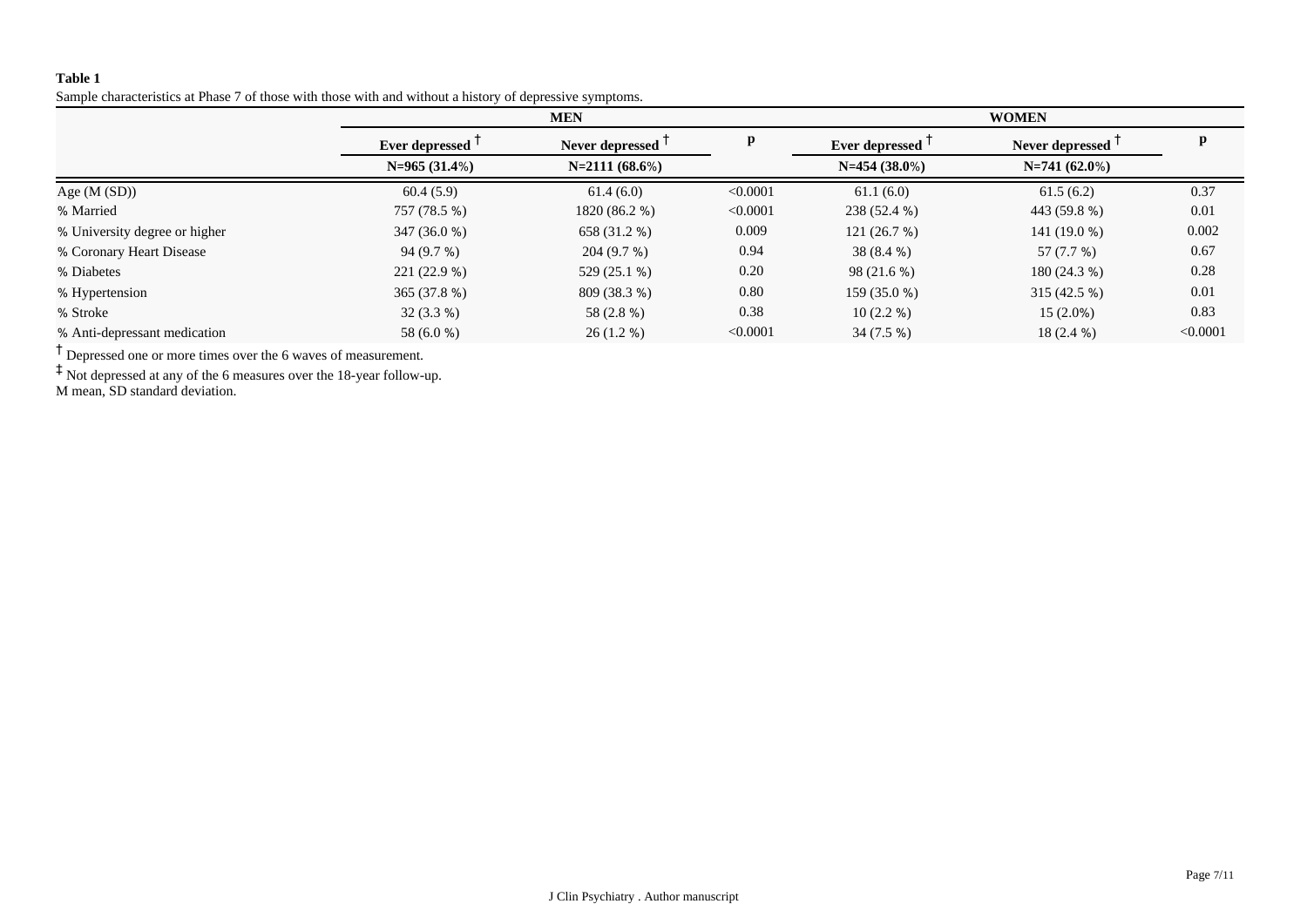**Table 1**

Sample characteristics at Phase 7 of those with those with and without a history of depressive symptoms.

| | MEN | | | WOMEN | | |
|---|---|---|---|---|---|---|
| | Ever depressed [†] | Never depressed [†] | p | Ever depressed [†] | Never depressed [†] | p |
| | N=965 (31.4%) | N=2111 (68.6%) | | N=454 (38.0%) | N=741 (62.0%) | |
| Age (M (SD)) | 60.4 (5.9) | 61.4 (6.0) | <0.0001 | 61.1 (6.0) | 61.5 (6.2) | 0.37 |
| % Married | 757 (78.5 %) | 1820 (86.2 %) | <0.0001 | 238 (52.4 %) | 443 (59.8 %) | 0.01 |
| % University degree or higher | 347 (36.0 %) | 658 (31.2 %) | 0.009 | 121 (26.7 %) | 141 (19.0 %) | 0.002 |
| % Coronary Heart Disease | 94 (9.7 %) | 204 (9.7 %) | 0.94 | 38 (8.4 %) | 57 (7.7 %) | 0.67 |
| % Diabetes | 221 (22.9 %) | 529 (25.1 %) | 0.20 | 98 (21.6 %) | 180 (24.3 %) | 0.28 |
| % Hypertension | 365 (37.8 %) | 809 (38.3 %) | 0.80 | 159 (35.0 %) | 315 (42.5 %) | 0.01 |
| % Stroke | 32 (3.3 %) | 58 (2.8 %) | 0.38 | 10 (2.2 %) | 15 (2.0%) | 0.83 |
| % Anti-depressant medication | 58 (6.0 %) | 26 (1.2 %) | <0.0001 | 34 (7.5 %) | 18 (2.4 %) | <0.0001 |

[†] Depressed one or more times over the 6 waves of measurement.

[‡] Not depressed at any of the 6 measures over the 18-year follow-up.

M mean, SD standard deviation.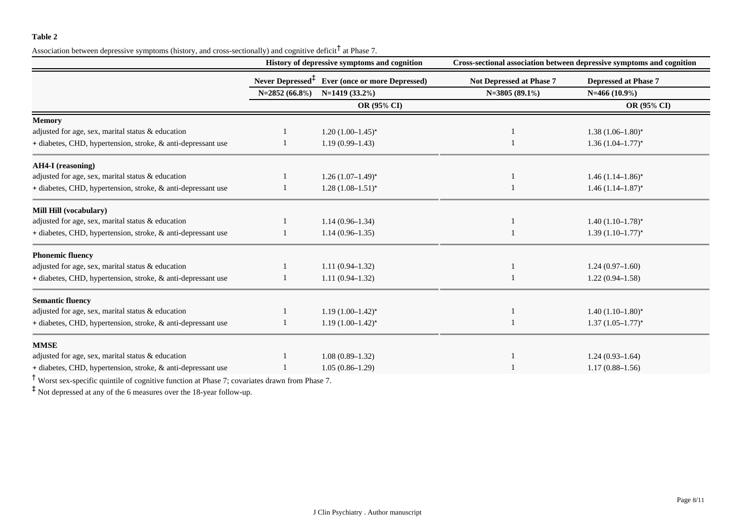**Table 2**

Association between depressive symptoms (history, and cross-sectionally) and cognitive deficit[†] at Phase 7.

| | History of depressive symptoms and cognition | | Cross-sectional association between depressive symptoms and cognition | |
|---|---|---|---|---|
| | Never Depressed[‡] | Ever (once or more Depressed) | Not Depressed at Phase 7 | Depressed at Phase 7 |
| | N=2852 (66.8%) | N=1419 (33.2%) | N=3805 (89.1%) | N=466 (10.9%) |
| | | OR (95% CI) | | OR (95% CI) |
| **Memory** | | | | |
| adjusted for age, sex, marital status & education | 1 | 1.20 (1.00–1.45)* | 1 | 1.38 (1.06–1.80)* |
| + diabetes, CHD, hypertension, stroke, & anti-depressant use | 1 | 1.19 (0.99–1.43) | 1 | 1.36 (1.04–1.77)* |
| **AH4-I (reasoning)** | | | | |
| adjusted for age, sex, marital status & education | 1 | 1.26 (1.07–1.49)* | 1 | 1.46 (1.14–1.86)* |
| + diabetes, CHD, hypertension, stroke, & anti-depressant use | 1 | 1.28 (1.08–1.51)* | 1 | 1.46 (1.14–1.87)* |
| **Mill Hill (vocabulary)** | | | | |
| adjusted for age, sex, marital status & education | 1 | 1.14 (0.96–1.34) | 1 | 1.40 (1.10–1.78)* |
| + diabetes, CHD, hypertension, stroke, & anti-depressant use | 1 | 1.14 (0.96–1.35) | 1 | 1.39 (1.10–1.77)* |
| **Phonemic fluency** | | | | |
| adjusted for age, sex, marital status & education | 1 | 1.11 (0.94–1.32) | 1 | 1.24 (0.97–1.60) |
| + diabetes, CHD, hypertension, stroke, & anti-depressant use | 1 | 1.11 (0.94–1.32) | 1 | 1.22 (0.94–1.58) |
| **Semantic fluency** | | | | |
| adjusted for age, sex, marital status & education | 1 | 1.19 (1.00–1.42)* | 1 | 1.40 (1.10–1.80)* |
| + diabetes, CHD, hypertension, stroke, & anti-depressant use | 1 | 1.19 (1.00–1.42)* | 1 | 1.37 (1.05–1.77)* |
| **MMSE** | | | | |
| adjusted for age, sex, marital status & education | 1 | 1.08 (0.89–1.32) | 1 | 1.24 (0.93–1.64) |
| + diabetes, CHD, hypertension, stroke, & anti-depressant use | 1 | 1.05 (0.86–1.29) | 1 | 1.17 (0.88–1.56) |

[†] Worst sex-specific quintile of cognitive function at Phase 7; covariates drawn from Phase 7.

[‡] Not depressed at any of the 6 measures over the 18-year follow-up.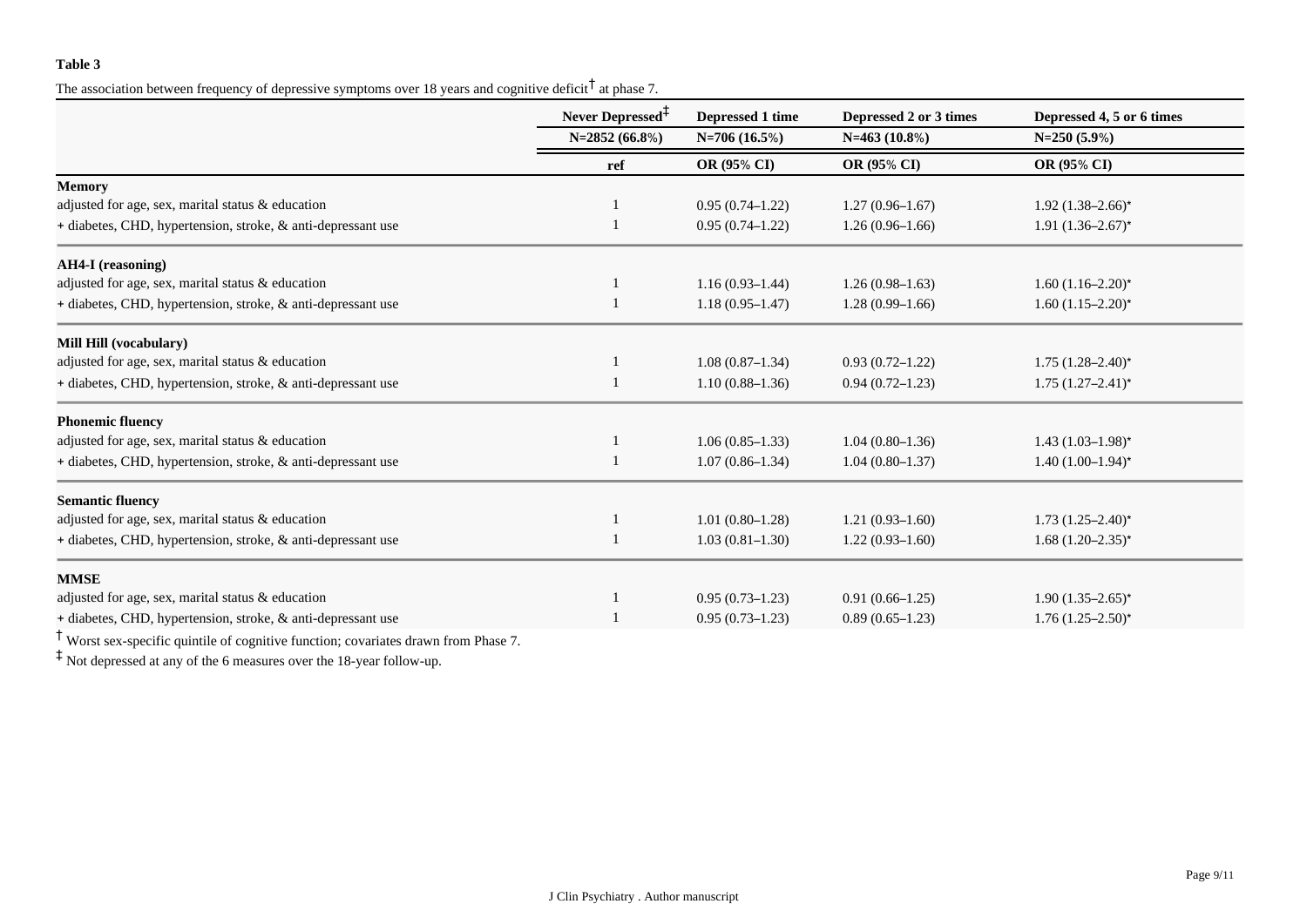**Table 3**

The association between frequency of depressive symptoms over 18 years and cognitive deficit† at phase 7.

| | Never Depressed‡ | Depressed 1 time | Depressed 2 or 3 times | Depressed 4, 5 or 6 times |
|---|---|---|---|---|
| | N=2852 (66.8%) | N=706 (16.5%) | N=463 (10.8%) | N=250 (5.9%) |
| | ref | OR (95% CI) | OR (95% CI) | OR (95% CI) |
| **Memory** | | | | |
| adjusted for age, sex, marital status & education | 1 | 0.95 (0.74–1.22) | 1.27 (0.96–1.67) | 1.92 (1.38–2.66)* |
| + diabetes, CHD, hypertension, stroke, & anti-depressant use | 1 | 0.95 (0.74–1.22) | 1.26 (0.96–1.66) | 1.91 (1.36–2.67)* |
| **AH4-I (reasoning)** | | | | |
| adjusted for age, sex, marital status & education | 1 | 1.16 (0.93–1.44) | 1.26 (0.98–1.63) | 1.60 (1.16–2.20)* |
| + diabetes, CHD, hypertension, stroke, & anti-depressant use | 1 | 1.18 (0.95–1.47) | 1.28 (0.99–1.66) | 1.60 (1.15–2.20)* |
| **Mill Hill (vocabulary)** | | | | |
| adjusted for age, sex, marital status & education | 1 | 1.08 (0.87–1.34) | 0.93 (0.72–1.22) | 1.75 (1.28–2.40)* |
| + diabetes, CHD, hypertension, stroke, & anti-depressant use | 1 | 1.10 (0.88–1.36) | 0.94 (0.72–1.23) | 1.75 (1.27–2.41)* |
| **Phonemic fluency** | | | | |
| adjusted for age, sex, marital status & education | 1 | 1.06 (0.85–1.33) | 1.04 (0.80–1.36) | 1.43 (1.03–1.98)* |
| + diabetes, CHD, hypertension, stroke, & anti-depressant use | 1 | 1.07 (0.86–1.34) | 1.04 (0.80–1.37) | 1.40 (1.00–1.94)* |
| **Semantic fluency** | | | | |
| adjusted for age, sex, marital status & education | 1 | 1.01 (0.80–1.28) | 1.21 (0.93–1.60) | 1.73 (1.25–2.40)* |
| + diabetes, CHD, hypertension, stroke, & anti-depressant use | 1 | 1.03 (0.81–1.30) | 1.22 (0.93–1.60) | 1.68 (1.20–2.35)* |
| **MMSE** | | | | |
| adjusted for age, sex, marital status & education | 1 | 0.95 (0.73–1.23) | 0.91 (0.66–1.25) | 1.90 (1.35–2.65)* |
| + diabetes, CHD, hypertension, stroke, & anti-depressant use | 1 | 0.95 (0.73–1.23) | 0.89 (0.65–1.23) | 1.76 (1.25–2.50)* |

† Worst sex-specific quintile of cognitive function; covariates drawn from Phase 7.

‡ Not depressed at any of the 6 measures over the 18-year follow-up.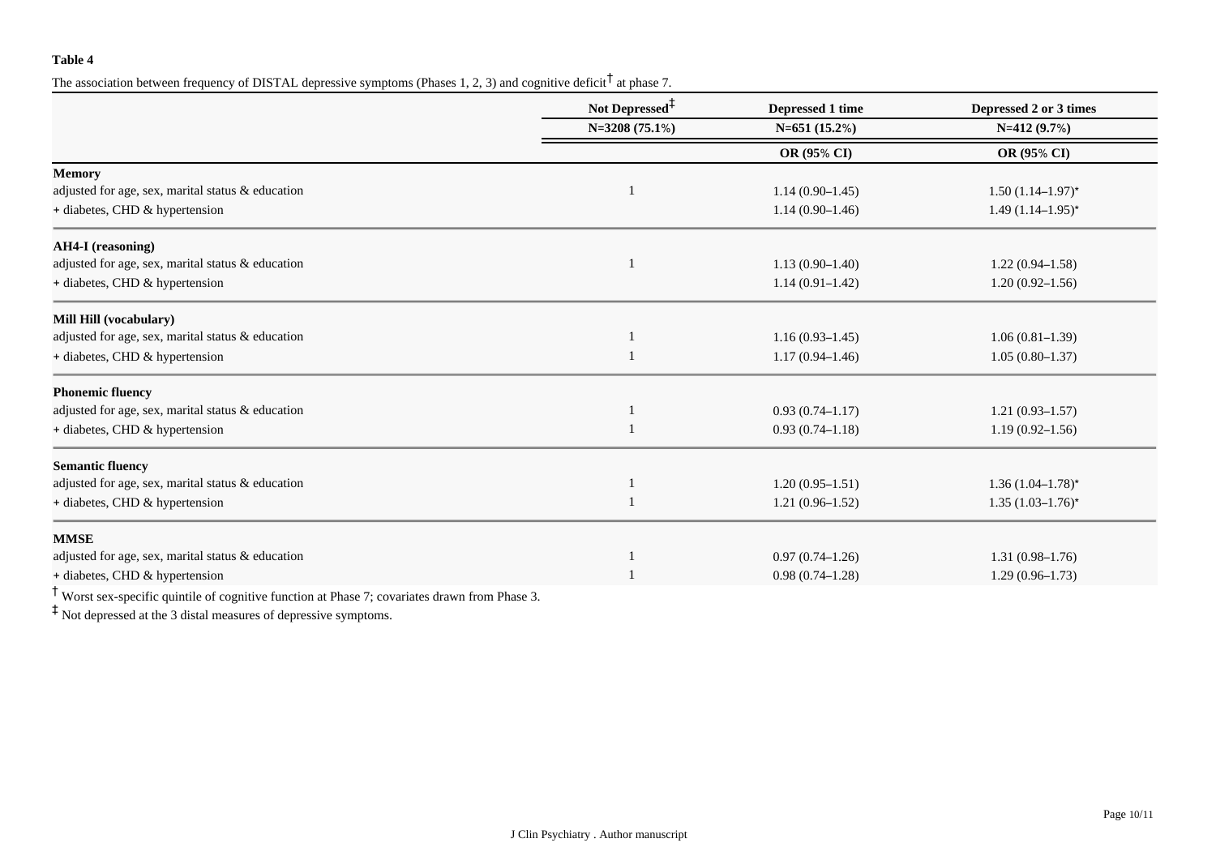**Table 4**

The association between frequency of DISTAL depressive symptoms (Phases 1, 2, 3) and cognitive deficit[†] at phase 7.

| | Not Depressed[‡] | Depressed 1 time | Depressed 2 or 3 times |
|---|---|---|---|
| | N=3208 (75.1%) | N=651 (15.2%) | N=412 (9.7%) |
| | | OR (95% CI) | OR (95% CI) |
| **Memory** | | | |
| adjusted for age, sex, marital status & education | 1 | 1.14 (0.90–1.45) | 1.50 (1.14–1.97)* |
| + diabetes, CHD & hypertension | | 1.14 (0.90–1.46) | 1.49 (1.14–1.95)* |
| **AH4-I (reasoning)** | | | |
| adjusted for age, sex, marital status & education | 1 | 1.13 (0.90–1.40) | 1.22 (0.94–1.58) |
| + diabetes, CHD & hypertension | | 1.14 (0.91–1.42) | 1.20 (0.92–1.56) |
| **Mill Hill (vocabulary)** | | | |
| adjusted for age, sex, marital status & education | 1 | 1.16 (0.93–1.45) | 1.06 (0.81–1.39) |
| + diabetes, CHD & hypertension | 1 | 1.17 (0.94–1.46) | 1.05 (0.80–1.37) |
| **Phonemic fluency** | | | |
| adjusted for age, sex, marital status & education | 1 | 0.93 (0.74–1.17) | 1.21 (0.93–1.57) |
| + diabetes, CHD & hypertension | 1 | 0.93 (0.74–1.18) | 1.19 (0.92–1.56) |
| **Semantic fluency** | | | |
| adjusted for age, sex, marital status & education | 1 | 1.20 (0.95–1.51) | 1.36 (1.04–1.78)* |
| + diabetes, CHD & hypertension | 1 | 1.21 (0.96–1.52) | 1.35 (1.03–1.76)* |
| **MMSE** | | | |
| adjusted for age, sex, marital status & education | 1 | 0.97 (0.74–1.26) | 1.31 (0.98–1.76) |
| + diabetes, CHD & hypertension | 1 | 0.98 (0.74–1.28) | 1.29 (0.96–1.73) |

[†] Worst sex-specific quintile of cognitive function at Phase 7; covariates drawn from Phase 3.

[‡] Not depressed at the 3 distal measures of depressive symptoms.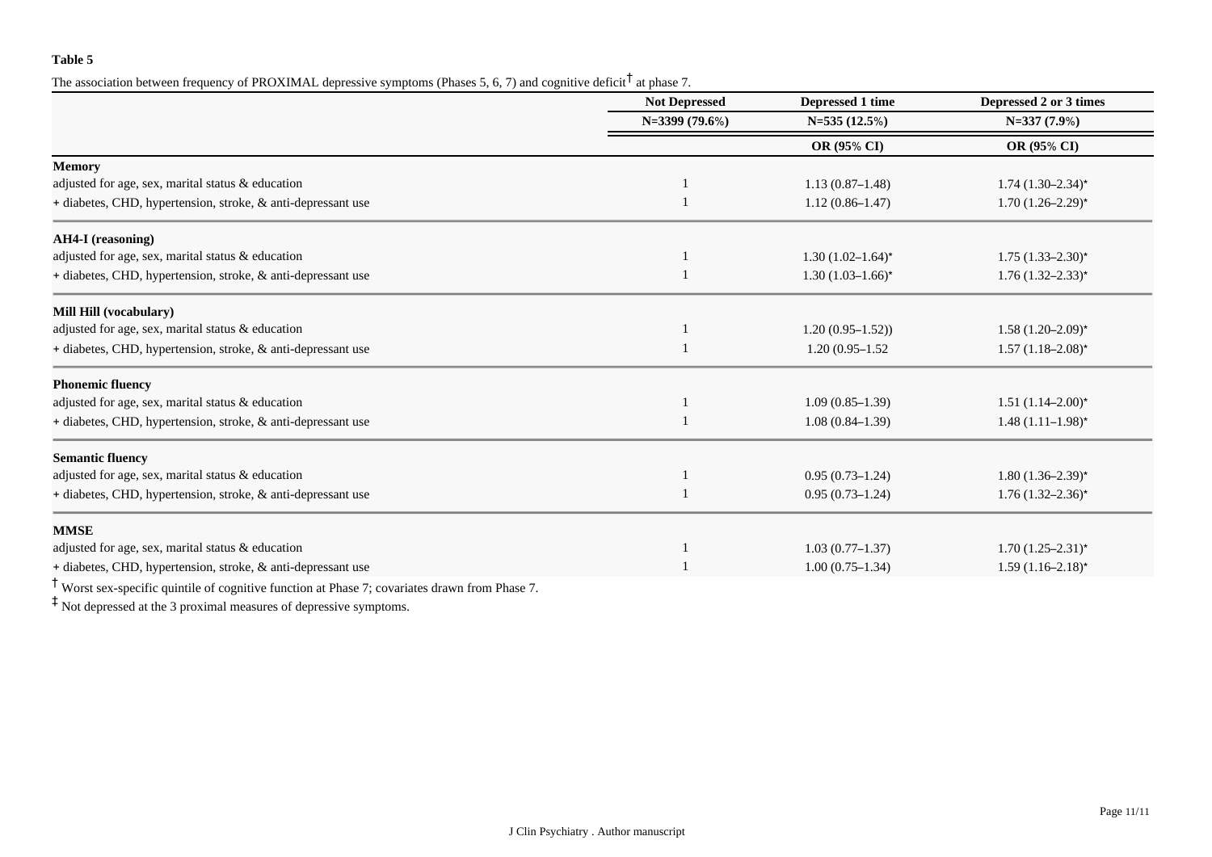**Table 5**

The association between frequency of PROXIMAL depressive symptoms (Phases 5, 6, 7) and cognitive deficit[†] at phase 7.

| | Not Depressed | Depressed 1 time | Depressed 2 or 3 times |
|---|---|---|---|
| | N=3399 (79.6%) | N=535 (12.5%) | N=337 (7.9%) |
| | | OR (95% CI) | OR (95% CI) |
| **Memory** | | | |
| adjusted for age, sex, marital status & education | 1 | 1.13 (0.87–1.48) | 1.74 (1.30–2.34)* |
| + diabetes, CHD, hypertension, stroke, & anti-depressant use | 1 | 1.12 (0.86–1.47) | 1.70 (1.26–2.29)* |
| **AH4-I (reasoning)** | | | |
| adjusted for age, sex, marital status & education | 1 | 1.30 (1.02–1.64)* | 1.75 (1.33–2.30)* |
| + diabetes, CHD, hypertension, stroke, & anti-depressant use | 1 | 1.30 (1.03–1.66)* | 1.76 (1.32–2.33)* |
| **Mill Hill (vocabulary)** | | | |
| adjusted for age, sex, marital status & education | 1 | 1.20 (0.95–1.52)) | 1.58 (1.20–2.09)* |
| + diabetes, CHD, hypertension, stroke, & anti-depressant use | 1 | 1.20 (0.95–1.52 | 1.57 (1.18–2.08)* |
| **Phonemic fluency** | | | |
| adjusted for age, sex, marital status & education | 1 | 1.09 (0.85–1.39) | 1.51 (1.14–2.00)* |
| + diabetes, CHD, hypertension, stroke, & anti-depressant use | 1 | 1.08 (0.84–1.39) | 1.48 (1.11–1.98)* |
| **Semantic fluency** | | | |
| adjusted for age, sex, marital status & education | 1 | 0.95 (0.73–1.24) | 1.80 (1.36–2.39)* |
| + diabetes, CHD, hypertension, stroke, & anti-depressant use | 1 | 0.95 (0.73–1.24) | 1.76 (1.32–2.36)* |
| **MMSE** | | | |
| adjusted for age, sex, marital status & education | 1 | 1.03 (0.77–1.37) | 1.70 (1.25–2.31)* |
| + diabetes, CHD, hypertension, stroke, & anti-depressant use | 1 | 1.00 (0.75–1.34) | 1.59 (1.16–2.18)* |

[†] Worst sex-specific quintile of cognitive function at Phase 7; covariates drawn from Phase 7.

[‡] Not depressed at the 3 proximal measures of depressive symptoms.